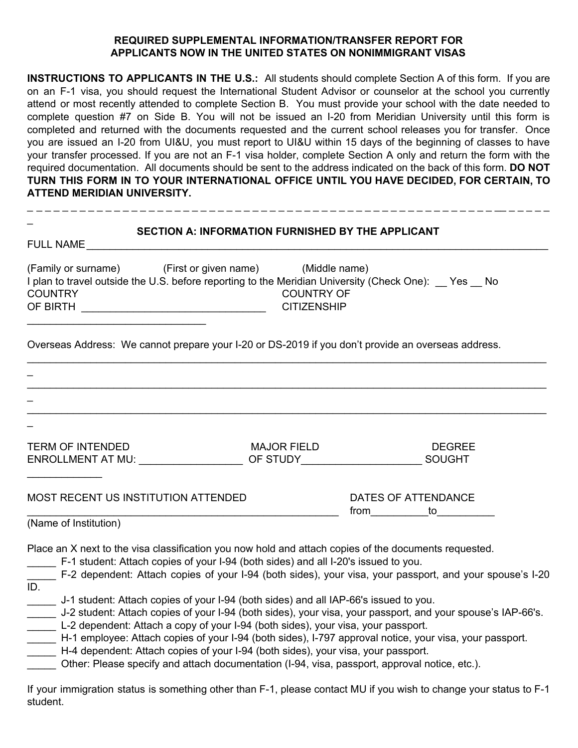**REQUIRED SUPPLEMENTAL INFORMATION/TRANSFER REPORT FOR APPLICANTS NOW IN THE UNITED STATES ON NONIMMIGRANT VISAS**

**INSTRUCTIONS TO APPLICANTS IN THE U.S.:** All students should complete Section A of this form. If you are on an F-1 visa, you should request the International Student Advisor or counselor at the school you currently attend or most recently attended to complete Section B. You must provide your school with the date needed to complete question #7 on Side B. You will not be issued an I-20 from Meridian University until this form is completed and returned with the documents requested and the current school releases you for transfer. Once you are issued an I-20 from UI&U, you must report to UI&U within 15 days of the beginning of classes to have your transfer processed. If you are not an F-1 visa holder, complete Section A only and return the form with the required documentation. All documents should be sent to the address indicated on the back of this form. **DO NOT TURN THIS FORM IN TO YOUR INTERNATIONAL OFFICE UNTIL YOU HAVE DECIDED, FOR CERTAIN, TO ATTEND MERIDIAN UNIVERSITY.**

---

**SECTION A: INFORMATION FURNISHED BY THE APPLICANT**

FULL NAME ________________________________________________________________

(Family or surname) (First or given name) (Middle name)

I plan to travel outside the U.S. before reporting to the Meridian University (Check One): __ Yes __ No

COUNTRY OF BIRTH ______________________________ COUNTRY OF CITIZENSHIP ______________________________

Overseas Address: We cannot prepare your I-20 or DS-2019 if you don't provide an overseas address.

__________________________________________________________________________

__________________________________________________________________________

__________________________________________________________________________

TERM OF INTENDED ENROLLMENT AT MU: _________________ MAJOR FIELD OF STUDY_____________________ DEGREE SOUGHT _____________

MOST RECENT US INSTITUTION ATTENDED ______________________________________________ (Name of Institution)

DATES OF ATTENDANCE from__________to__________

Place an X next to the visa classification you now hold and attach copies of the documents requested.

_____ F-1 student: Attach copies of your I-94 (both sides) and all I-20's issued to you.

_____ F-2 dependent: Attach copies of your I-94 (both sides), your visa, your passport, and your spouse's I-20 ID.

_____ J-1 student: Attach copies of your I-94 (both sides) and all IAP-66's issued to you.

_____ J-2 student: Attach copies of your I-94 (both sides), your visa, your passport, and your spouse's IAP-66's.

_____ L-2 dependent: Attach a copy of your I-94 (both sides), your visa, your passport.

_____ H-1 employee: Attach copies of your I-94 (both sides), I-797 approval notice, your visa, your passport.

_____ H-4 dependent: Attach copies of your I-94 (both sides), your visa, your passport.

_____ Other: Please specify and attach documentation (I-94, visa, passport, approval notice, etc.).

If your immigration status is something other than F-1, please contact MU if you wish to change your status to F-1 student.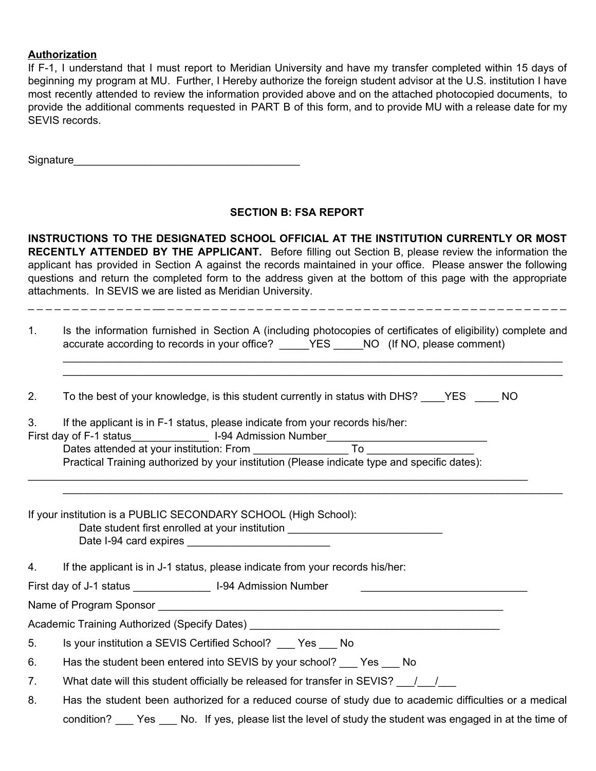**Authorization**

If F-1, I understand that I must report to Meridian University and have my transfer completed within 15 days of beginning my program at MU. Further, I Hereby authorize the foreign student advisor at the U.S. institution I have most recently attended to review the information provided above and on the attached photocopied documents, to provide the additional comments requested in PART B of this form, and to provide MU with a release date for my SEVIS records.

Signature_______________________________________

### SECTION B: FSA REPORT

**INSTRUCTIONS TO THE DESIGNATED SCHOOL OFFICIAL AT THE INSTITUTION CURRENTLY OR MOST RECENTLY ATTENDED BY THE APPLICANT.** Before filling out Section B, please review the information the applicant has provided in Section A against the records maintained in your office. Please answer the following questions and return the completed form to the address given at the bottom of this page with the appropriate attachments. In SEVIS we are listed as Meridian University.

---

1. Is the information furnished in Section A (including photocopies of certificates of eligibility) complete and accurate according to records in your office? _____YES _____NO (If NO, please comment)
   ________________________________________________________________________________
   ________________________________________________________________________________

2. To the best of your knowledge, is this student currently in status with DHS? ____YES ____ NO

3. If the applicant is in F-1 status, please indicate from your records his/her:

First day of F-1 status_____________ I-94 Admission Number__________________________

Dates attended at your institution: From _______________ To _________________

Practical Training authorized by your institution (Please indicate type and specific dates):

________________________________________________________________________________

________________________________________________________________________________

If your institution is a PUBLIC SECONDARY SCHOOL (High School):

Date student first enrolled at your institution __________________________

Date I-94 card expires ________________________

4. If the applicant is in J-1 status, please indicate from your records his/her:

First day of J-1 status _____________ I-94 Admission Number ____________________________

Name of Program Sponsor ____________________________________________________________

Academic Training Authorized (Specify Dates) ___________________________________________

5. Is your institution a SEVIS Certified School? ___ Yes ___ No

6. Has the student been entered into SEVIS by your school? ___ Yes ___ No

7. What date will this student officially be released for transfer in SEVIS? ___/___/___

8. Has the student been authorized for a reduced course of study due to academic difficulties or a medical condition? ___ Yes ___ No. If yes, please list the level of study the student was engaged in at the time of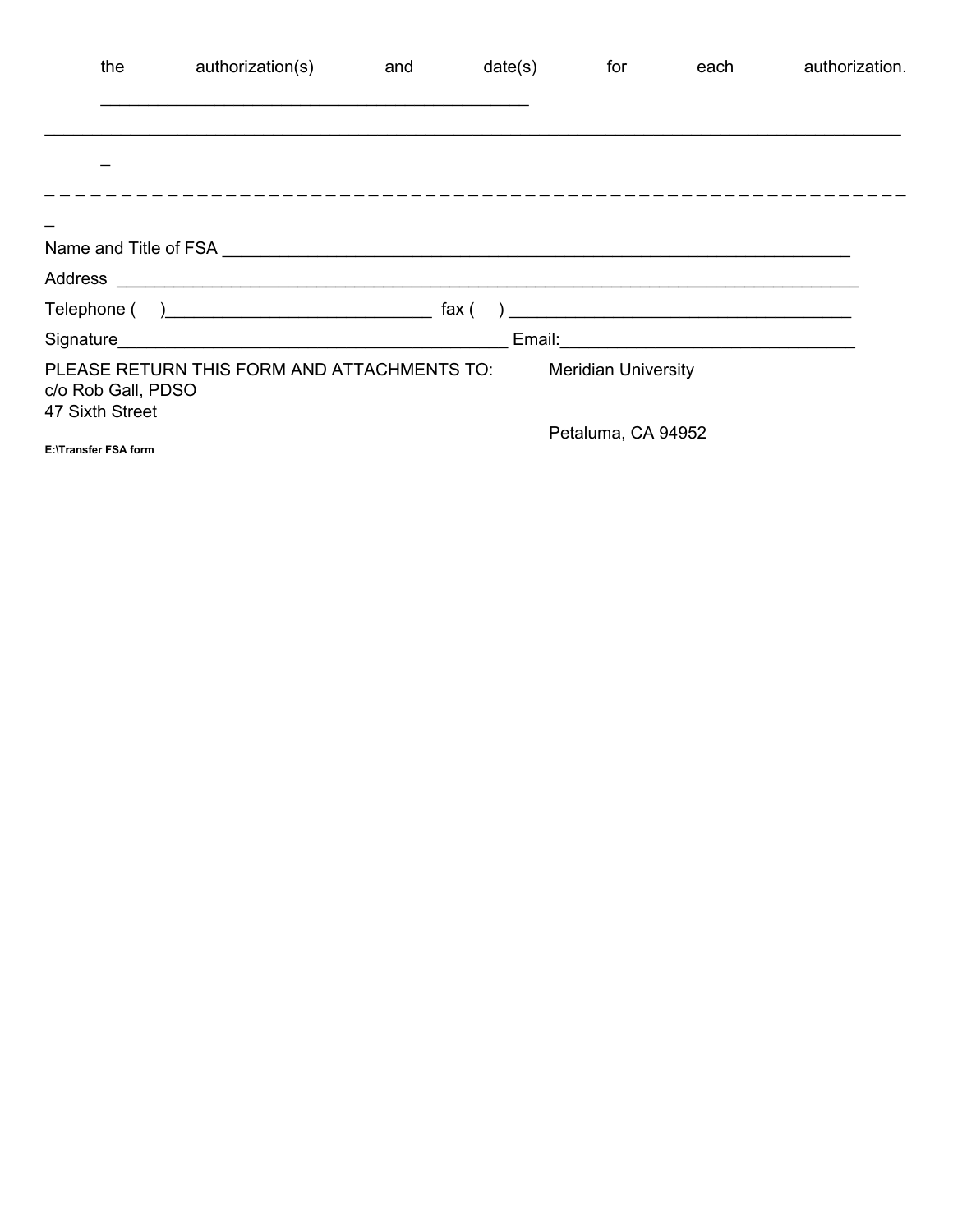the authorization(s) and date(s) for each authorization. ______________________________________________

____________________________________________________________________________________________

_

_ _ _ _ _ _ _ _ _ _ _ _ _ _ _ _ _ _ _ _ _ _ _ _ _ _ _ _ _ _ _ _ _ _ _ _ _ _ _ _ _ _ _ _ _ _ _ _ _ _ _ _ _ _ _ _ _ _ _ _ _ _ _ _ _

_

Name and Title of FSA ____________________________________________________________________

Address ________________________________________________________________________________

Telephone (     )____________________________ fax (     ) ______________________________________

Signature_________________________________________ Email:________________________________

PLEASE RETURN THIS FORM AND ATTACHMENTS TO: Meridian University
c/o Rob Gall, PDSO
47 Sixth Street
Petaluma, CA 94952

**E:\Transfer FSA form**